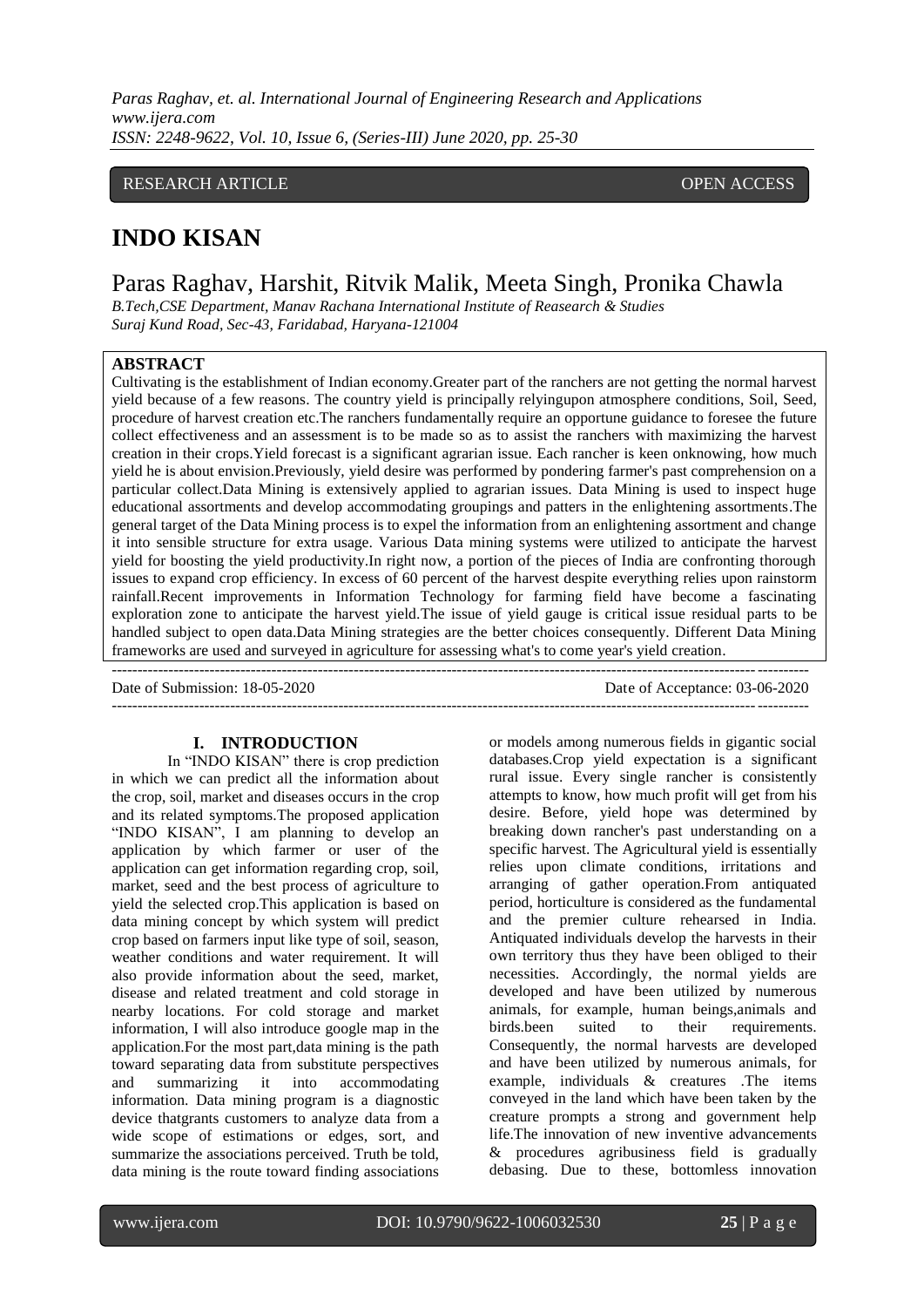RESEARCH ARTICLE OPEN ACCESS

# INDO KISAN

## Paras Raghav, Harshit, Ritvik Malik, Meeta Singh, Pronika Chawla

*B.Tech,CSE Department, Manav Rachana International Institute of Reasearch & Studies*
*Suraj Kund Road, Sec-43, Faridabad, Haryana-121004*

**ABSTRACT**

Cultivating is the establishment of Indian economy.Greater part of the ranchers are not getting the normal harvest yield because of a few reasons. The country yield is principally relyingupon atmosphere conditions, Soil, Seed, procedure of harvest creation etc.The ranchers fundamentally require an opportune guidance to foresee the future collect effectiveness and an assessment is to be made so as to assist the ranchers with maximizing the harvest creation in their crops.Yield forecast is a significant agrarian issue. Each rancher is keen onknowing, how much yield he is about envision.Previously, yield desire was performed by pondering farmer's past comprehension on a particular collect.Data Mining is extensively applied to agrarian issues. Data Mining is used to inspect huge educational assortments and develop accommodating groupings and patters in the enlightening assortments.The general target of the Data Mining process is to expel the information from an enlightening assortment and change it into sensible structure for extra usage. Various Data mining systems were utilized to anticipate the harvest yield for boosting the yield productivity.In right now, a portion of the pieces of India are confronting thorough issues to expand crop efficiency. In excess of 60 percent of the harvest despite everything relies upon rainstorm rainfall.Recent improvements in Information Technology for farming field have become a fascinating exploration zone to anticipate the harvest yield.The issue of yield gauge is critical issue residual parts to be handled subject to open data.Data Mining strategies are the better choices consequently. Different Data Mining frameworks are used and surveyed in agriculture for assessing what's to come year's yield creation.

---

Date of Submission: 18-05-2020 Date of Acceptance: 03-06-2020

---

## I. INTRODUCTION

In "INDO KISAN" there is crop prediction in which we can predict all the information about the crop, soil, market and diseases occurs in the crop and its related symptoms.The proposed application "INDO KISAN", I am planning to develop an application by which farmer or user of the application can get information regarding crop, soil, market, seed and the best process of agriculture to yield the selected crop.This application is based on data mining concept by which system will predict crop based on farmers input like type of soil, season, weather conditions and water requirement. It will also provide information about the seed, market, disease and related treatment and cold storage in nearby locations. For cold storage and market information, I will also introduce google map in the application.For the most part,data mining is the path toward separating data from substitute perspectives and summarizing it into accommodating information. Data mining program is a diagnostic device thatgrants customers to analyze data from a wide scope of estimations or edges, sort, and summarize the associations perceived. Truth be told, data mining is the route toward finding associations or models among numerous fields in gigantic social databases.Crop yield expectation is a significant rural issue. Every single rancher is consistently attempts to know, how much profit will get from his desire. Before, yield hope was determined by breaking down rancher's past understanding on a specific harvest. The Agricultural yield is essentially relies upon climate conditions, irritations and arranging of gather operation.From antiquated period, horticulture is considered as the fundamental and the premier culture rehearsed in India. Antiquated individuals develop the harvests in their own territory thus they have been obliged to their necessities. Accordingly, the normal yields are developed and have been utilized by numerous animals, for example, human beings,animals and birds.been suited to their requirements. Consequently, the normal harvests are developed and have been utilized by numerous animals, for example, individuals & creatures .The items conveyed in the land which have been taken by the creature prompts a strong and government help life.The innovation of new inventive advancements & procedures agribusiness field is gradually debasing. Due to these, bottomless innovation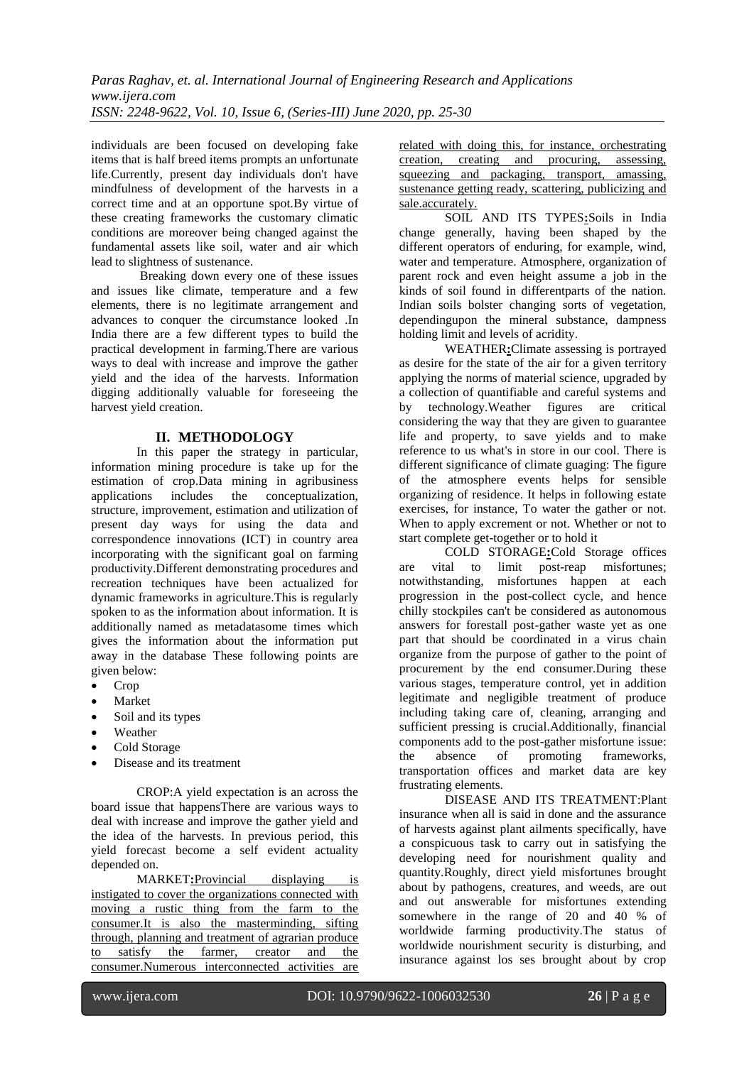individuals are been focused on developing fake items that is half breed items prompts an unfortunate life.Currently, present day individuals don't have mindfulness of development of the harvests in a correct time and at an opportune spot.By virtue of these creating frameworks the customary climatic conditions are moreover being changed against the fundamental assets like soil, water and air which lead to slightness of sustenance.

Breaking down every one of these issues and issues like climate, temperature and a few elements, there is no legitimate arrangement and advances to conquer the circumstance looked .In India there are a few different types to build the practical development in farming.There are various ways to deal with increase and improve the gather yield and the idea of the harvests. Information digging additionally valuable for foreseeing the harvest yield creation.

## II. METHODOLOGY

In this paper the strategy in particular, information mining procedure is take up for the estimation of crop.Data mining in agribusiness applications includes the conceptualization, structure, improvement, estimation and utilization of present day ways for using the data and correspondence innovations (ICT) in country area incorporating with the significant goal on farming productivity.Different demonstrating procedures and recreation techniques have been actualized for dynamic frameworks in agriculture.This is regularly spoken to as the information about information. It is additionally named as metadatasome times which gives the information about the information put away in the database These following points are given below:

- Crop
- Market
- Soil and its types
- Weather
- Cold Storage
- Disease and its treatment

CROP:A yield expectation is an across the board issue that happensThere are various ways to deal with increase and improve the gather yield and the idea of the harvests. In previous period, this yield forecast become a self evident actuality depended on.

MARKET**:**Provincial displaying is instigated to cover the organizations connected with moving a rustic thing from the farm to the consumer.It is also the masterminding, sifting through, planning and treatment of agrarian produce to satisfy the farmer, creator and the consumer.Numerous interconnected activities are related with doing this, for instance, orchestrating creation, creating and procuring, assessing, squeezing and packaging, transport, amassing, sustenance getting ready, scattering, publicizing and sale.accurately.

SOIL AND ITS TYPES**:**Soils in India change generally, having been shaped by the different operators of enduring, for example, wind, water and temperature. Atmosphere, organization of parent rock and even height assume a job in the kinds of soil found in differentparts of the nation. Indian soils bolster changing sorts of vegetation, dependingupon the mineral substance, dampness holding limit and levels of acridity.

WEATHER**:**Climate assessing is portrayed as desire for the state of the air for a given territory applying the norms of material science, upgraded by a collection of quantifiable and careful systems and by technology.Weather figures are critical considering the way that they are given to guarantee life and property, to save yields and to make reference to us what's in store in our cool. There is different significance of climate guaging: The figure of the atmosphere events helps for sensible organizing of residence. It helps in following estate exercises, for instance, To water the gather or not. When to apply excrement or not. Whether or not to start complete get-together or to hold it

COLD STORAGE**:**Cold Storage offices are vital to limit post-reap misfortunes; notwithstanding, misfortunes happen at each progression in the post-collect cycle, and hence chilly stockpiles can't be considered as autonomous answers for forestall post-gather waste yet as one part that should be coordinated in a virus chain organize from the purpose of gather to the point of procurement by the end consumer.During these various stages, temperature control, yet in addition legitimate and negligible treatment of produce including taking care of, cleaning, arranging and sufficient pressing is crucial.Additionally, financial components add to the post-gather misfortune issue: the absence of promoting frameworks, transportation offices and market data are key frustrating elements.

DISEASE AND ITS TREATMENT:Plant insurance when all is said in done and the assurance of harvests against plant ailments specifically, have a conspicuous task to carry out in satisfying the developing need for nourishment quality and quantity.Roughly, direct yield misfortunes brought about by pathogens, creatures, and weeds, are out and out answerable for misfortunes extending somewhere in the range of 20 and 40 % of worldwide farming productivity.The status of worldwide nourishment security is disturbing, and insurance against los ses brought about by crop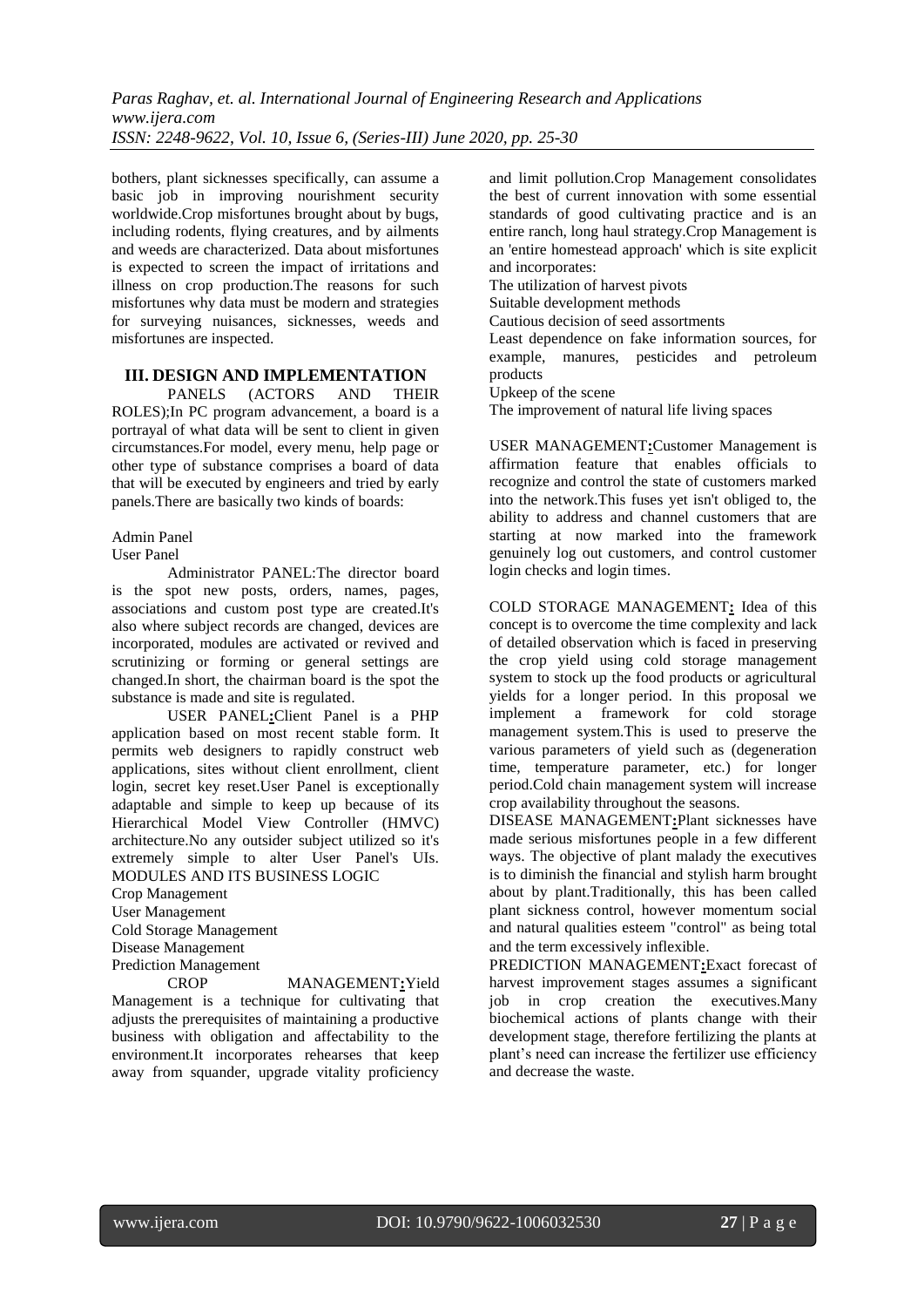bothers, plant sicknesses specifically, can assume a basic job in improving nourishment security worldwide.Crop misfortunes brought about by bugs, including rodents, flying creatures, and by ailments and weeds are characterized. Data about misfortunes is expected to screen the impact of irritations and illness on crop production.The reasons for such misfortunes why data must be modern and strategies for surveying nuisances, sicknesses, weeds and misfortunes are inspected.

## III. DESIGN AND IMPLEMENTATION

PANELS (ACTORS AND THEIR ROLES);In PC program advancement, a board is a portrayal of what data will be sent to client in given circumstances.For model, every menu, help page or other type of substance comprises a board of data that will be executed by engineers and tried by early panels.There are basically two kinds of boards:

Admin Panel
User Panel

Administrator PANEL:The director board is the spot new posts, orders, names, pages, associations and custom post type are created.It's also where subject records are changed, devices are incorporated, modules are activated or revived and scrutinizing or forming or general settings are changed.In short, the chairman board is the spot the substance is made and site is regulated.

USER PANEL**:**Client Panel is a PHP application based on most recent stable form. It permits web designers to rapidly construct web applications, sites without client enrollment, client login, secret key reset.User Panel is exceptionally adaptable and simple to keep up because of its Hierarchical Model View Controller (HMVC) architecture.No any outsider subject utilized so it's extremely simple to alter User Panel's UIs.

MODULES AND ITS BUSINESS LOGIC

Crop Management
User Management
Cold Storage Management
Disease Management
Prediction Management

CROP MANAGEMENT**:**Yield Management is a technique for cultivating that adjusts the prerequisites of maintaining a productive business with obligation and affectability to the environment.It incorporates rehearses that keep away from squander, upgrade vitality proficiency and limit pollution.Crop Management consolidates the best of current innovation with some essential standards of good cultivating practice and is an entire ranch, long haul strategy.Crop Management is an 'entire homestead approach' which is site explicit and incorporates:

The utilization of harvest pivots
Suitable development methods
Cautious decision of seed assortments
Least dependence on fake information sources, for example, manures, pesticides and petroleum products
Upkeep of the scene
The improvement of natural life living spaces

USER MANAGEMENT**:**Customer Management is affirmation feature that enables officials to recognize and control the state of customers marked into the network.This fuses yet isn't obliged to, the ability to address and channel customers that are starting at now marked into the framework genuinely log out customers, and control customer login checks and login times.

COLD STORAGE MANAGEMENT**:** Idea of this concept is to overcome the time complexity and lack of detailed observation which is faced in preserving the crop yield using cold storage management system to stock up the food products or agricultural yields for a longer period. In this proposal we implement a framework for cold storage management system.This is used to preserve the various parameters of yield such as (degeneration time, temperature parameter, etc.) for longer period.Cold chain management system will increase crop availability throughout the seasons.

DISEASE MANAGEMENT**:**Plant sicknesses have made serious misfortunes people in a few different ways. The objective of plant malady the executives is to diminish the financial and stylish harm brought about by plant.Traditionally, this has been called plant sickness control, however momentum social and natural qualities esteem "control" as being total and the term excessively inflexible.

PREDICTION MANAGEMENT**:**Exact forecast of harvest improvement stages assumes a significant job in crop creation the executives.Many biochemical actions of plants change with their development stage, therefore fertilizing the plants at plant's need can increase the fertilizer use efficiency and decrease the waste.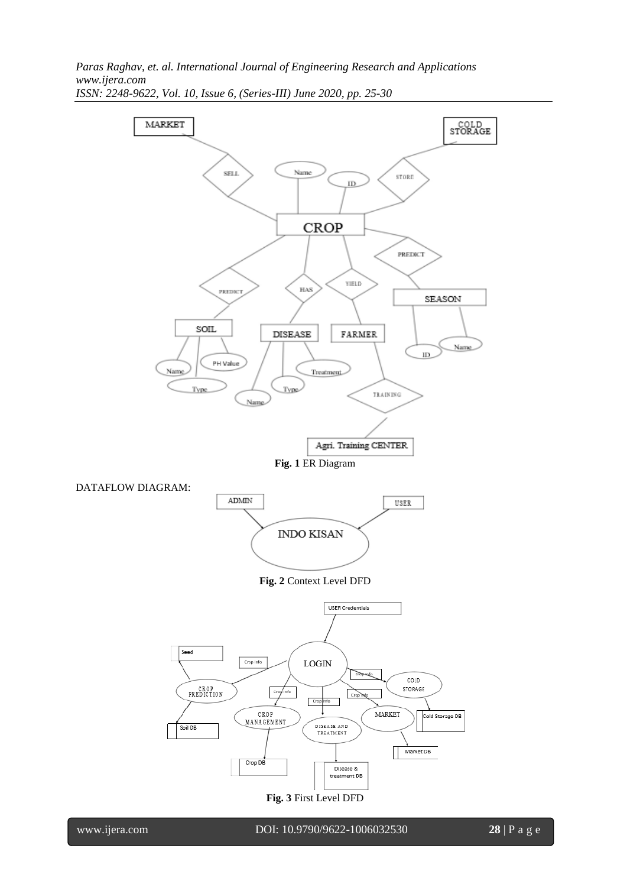**Fig. 1** ER Diagram

DATAFLOW DIAGRAM:

**Fig. 2** Context Level DFD

**Fig. 3** First Level DFD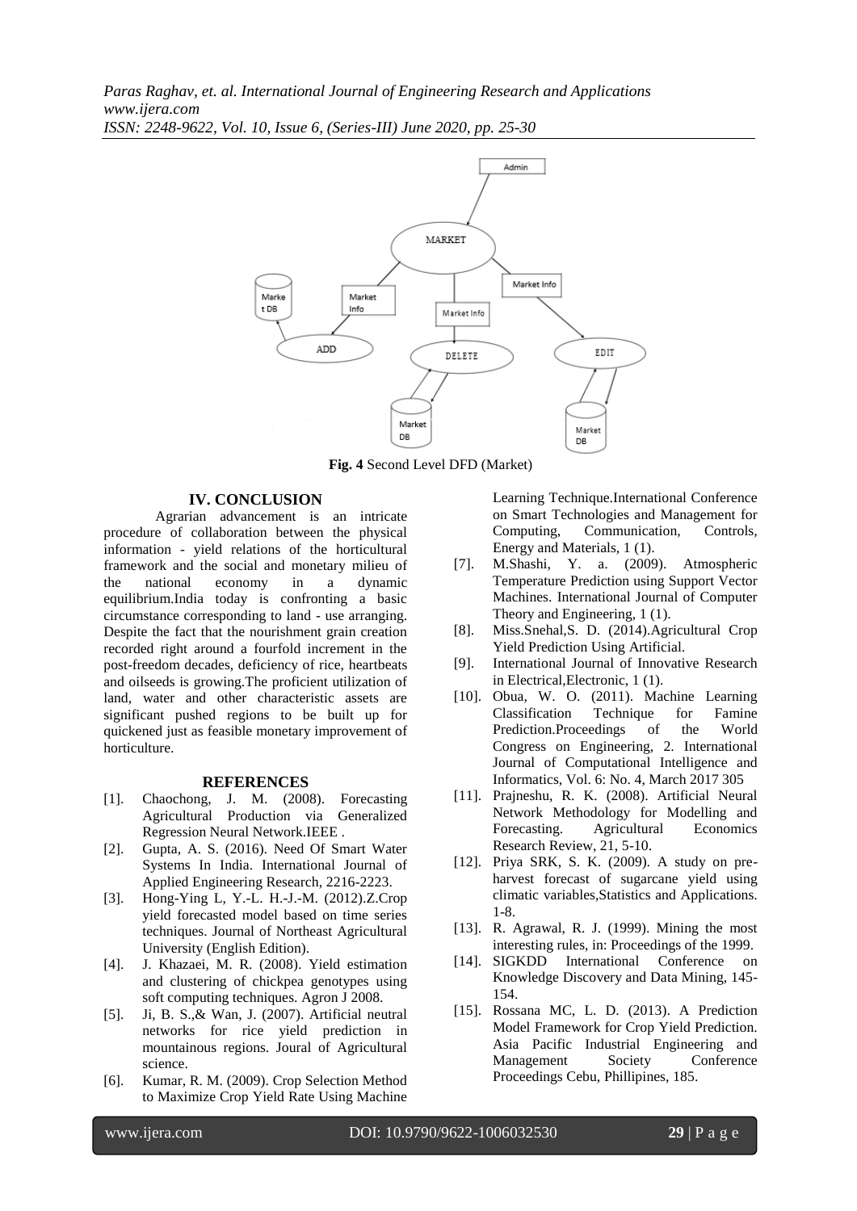**Fig. 4** Second Level DFD (Market)

## IV. CONCLUSION

Agrarian advancement is an intricate procedure of collaboration between the physical information - yield relations of the horticultural framework and the social and monetary milieu of the national economy in a dynamic equilibrium.India today is confronting a basic circumstance corresponding to land - use arranging. Despite the fact that the nourishment grain creation recorded right around a fourfold increment in the post-freedom decades, deficiency of rice, heartbeats and oilseeds is growing.The proficient utilization of land, water and other characteristic assets are significant pushed regions to be built up for quickened just as feasible monetary improvement of horticulture.

## REFERENCES

- [1]. Chaochong, J. M. (2008). Forecasting Agricultural Production via Generalized Regression Neural Network.IEEE .
- [2]. Gupta, A. S. (2016). Need Of Smart Water Systems In India. International Journal of Applied Engineering Research, 2216-2223.
- [3]. Hong-Ying L, Y.-L. H.-J.-M. (2012).Z.Crop yield forecasted model based on time series techniques. Journal of Northeast Agricultural University (English Edition).
- [4]. J. Khazaei, M. R. (2008). Yield estimation and clustering of chickpea genotypes using soft computing techniques. Agron J 2008.
- [5]. Ji, B. S.,& Wan, J. (2007). Artificial neutral networks for rice yield prediction in mountainous regions. Joural of Agricultural science.
- [6]. Kumar, R. M. (2009). Crop Selection Method to Maximize Crop Yield Rate Using Machine Learning Technique.International Conference on Smart Technologies and Management for Computing, Communication, Controls, Energy and Materials, 1 (1).
- [7]. M.Shashi, Y. a. (2009). Atmospheric Temperature Prediction using Support Vector Machines. International Journal of Computer Theory and Engineering, 1 (1).
- [8]. Miss.Snehal,S. D. (2014).Agricultural Crop Yield Prediction Using Artificial.
- [9]. International Journal of Innovative Research in Electrical,Electronic, 1 (1).
- [10]. Obua, W. O. (2011). Machine Learning Classification Technique for Famine Prediction.Proceedings of the World Congress on Engineering, 2. International Journal of Computational Intelligence and Informatics, Vol. 6: No. 4, March 2017 305
- [11]. Prajneshu, R. K. (2008). Artificial Neural Network Methodology for Modelling and Forecasting. Agricultural Economics Research Review, 21, 5-10.
- [12]. Priya SRK, S. K. (2009). A study on pre-harvest forecast of sugarcane yield using climatic variables,Statistics and Applications. 1-8.
- [13]. R. Agrawal, R. J. (1999). Mining the most interesting rules, in: Proceedings of the 1999.
- [14]. SIGKDD International Conference on Knowledge Discovery and Data Mining, 145-154.
- [15]. Rossana MC, L. D. (2013). A Prediction Model Framework for Crop Yield Prediction. Asia Pacific Industrial Engineering and Management Society Conference Proceedings Cebu, Phillipines, 185.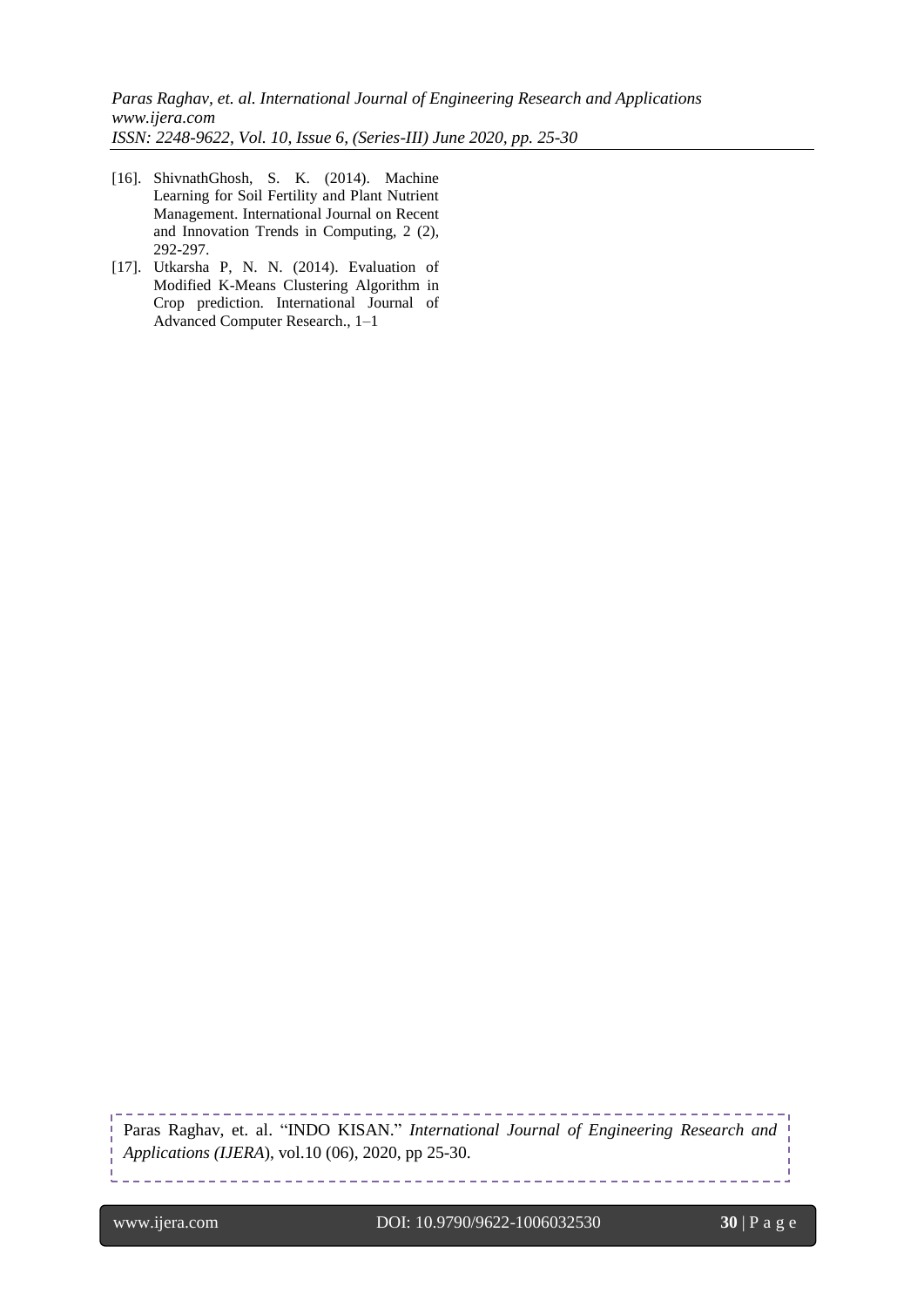[16]. ShivnathGhosh, S. K. (2014). Machine Learning for Soil Fertility and Plant Nutrient Management. International Journal on Recent and Innovation Trends in Computing, 2 (2), 292-297.

[17]. Utkarsha P, N. N. (2014). Evaluation of Modified K-Means Clustering Algorithm in Crop prediction. International Journal of Advanced Computer Research., 1–1

Paras Raghav, et. al. "INDO KISAN." *International Journal of Engineering Research and Applications (IJERA*), vol.10 (06), 2020, pp 25-30.